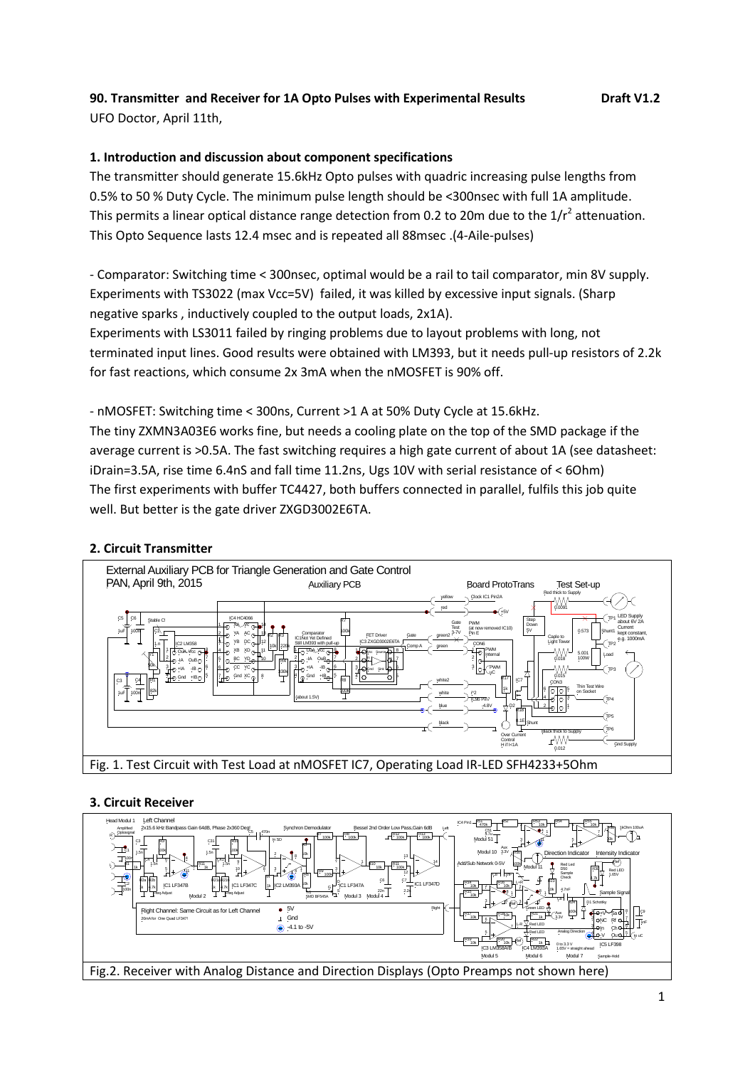**90. Transmitter and Receiver for 1A Opto Pulses with Experimental Results** **Draft V1.2**

UFO Doctor, April 11th,

### 1. Introduction and discussion about component specifications

The transmitter should generate 15.6kHz Opto pulses with quadric increasing pulse lengths from 0.5% to 50 % Duty Cycle. The minimum pulse length should be <300nsec with full 1A amplitude. This permits a linear optical distance range detection from 0.2 to 20m due to the $1/r^2$ attenuation. This Opto Sequence lasts 12.4 msec and is repeated all 88msec .(4-Aile-pulses)

- Comparator: Switching time < 300nsec, optimal would be a rail to tail comparator, min 8V supply. Experiments with TS3022 (max Vcc=5V) failed, it was killed by excessive input signals. (Sharp negative sparks , inductively coupled to the output loads, 2x1A).
Experiments with LS3011 failed by ringing problems due to layout problems with long, not terminated input lines. Good results were obtained with LM393, but it needs pull-up resistors of 2.2k for fast reactions, which consume 2x 3mA when the nMOSFET is 90% off.

- nMOSFET: Switching time < 300ns, Current >1 A at 50% Duty Cycle at 15.6kHz.
The tiny ZXMN3A03E6 works fine, but needs a cooling plate on the top of the SMD package if the average current is >0.5A. The fast switching requires a high gate current of about 1A (see datasheet: iDrain=3.5A, rise time 6.4nS and fall time 11.2ns, Ugs 10V with serial resistance of < 6Ohm)
The first experiments with buffer TC4427, both buffers connected in parallel, fulfils this job quite well. But better is the gate driver ZXGD3002E6TA.

### 2. Circuit Transmitter

Fig. 1. Test Circuit with Test Load at nMOSFET IC7, Operating Load IR-LED SFH4233+5Ohm

### 3. Circuit Receiver

Fig.2. Receiver with Analog Distance and Direction Displays (Opto Preamps not shown here)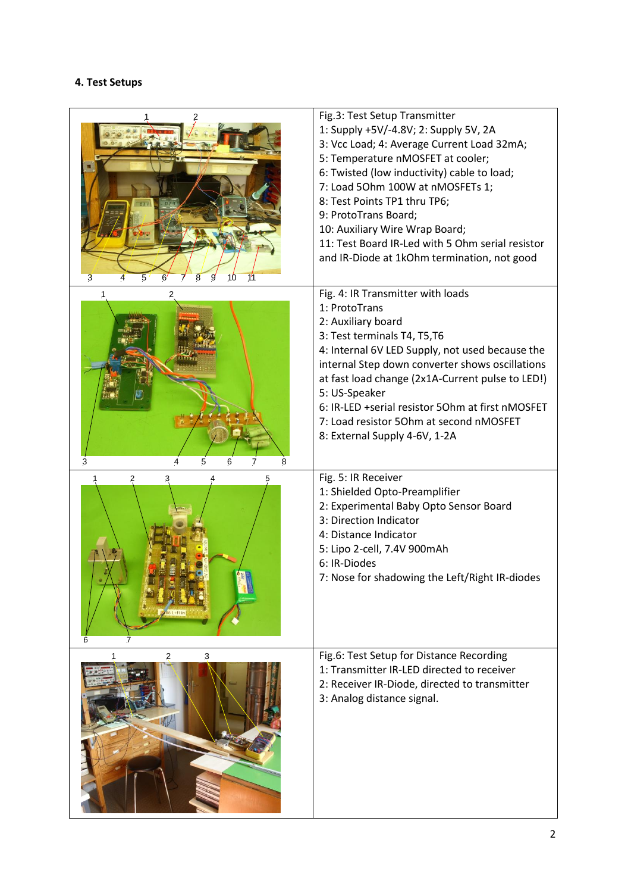### 4. Test Setups

Fig.3: Test Setup Transmitter
1: Supply +5V/-4.8V; 2: Supply 5V, 2A
3: Vcc Load; 4: Average Current Load 32mA;
5: Temperature nMOSFET at cooler;
6: Twisted (low inductivity) cable to load;
7: Load 5Ohm 100W at nMOSFETs 1;
8: Test Points TP1 thru TP6;
9: ProtoTrans Board;
10: Auxiliary Wire Wrap Board;
11: Test Board IR-Led with 5 Ohm serial resistor and IR-Diode at 1kOhm termination, not good

Fig. 4: IR Transmitter with loads
1: ProtoTrans
2: Auxiliary board
3: Test terminals T4, T5,T6
4: Internal 6V LED Supply, not used because the internal Step down converter shows oscillations at fast load change (2x1A-Current pulse to LED!)
5: US-Speaker
6: IR-LED +serial resistor 5Ohm at first nMOSFET
7: Load resistor 5Ohm at second nMOSFET
8: External Supply 4-6V, 1-2A

Fig. 5: IR Receiver
1: Shielded Opto-Preamplifier
2: Experimental Baby Opto Sensor Board
3: Direction Indicator
4: Distance Indicator
5: Lipo 2-cell, 7.4V 900mAh
6: IR-Diodes
7: Nose for shadowing the Left/Right IR-diodes

Fig.6: Test Setup for Distance Recording
1: Transmitter IR-LED directed to receiver
2: Receiver IR-Diode, directed to transmitter
3: Analog distance signal.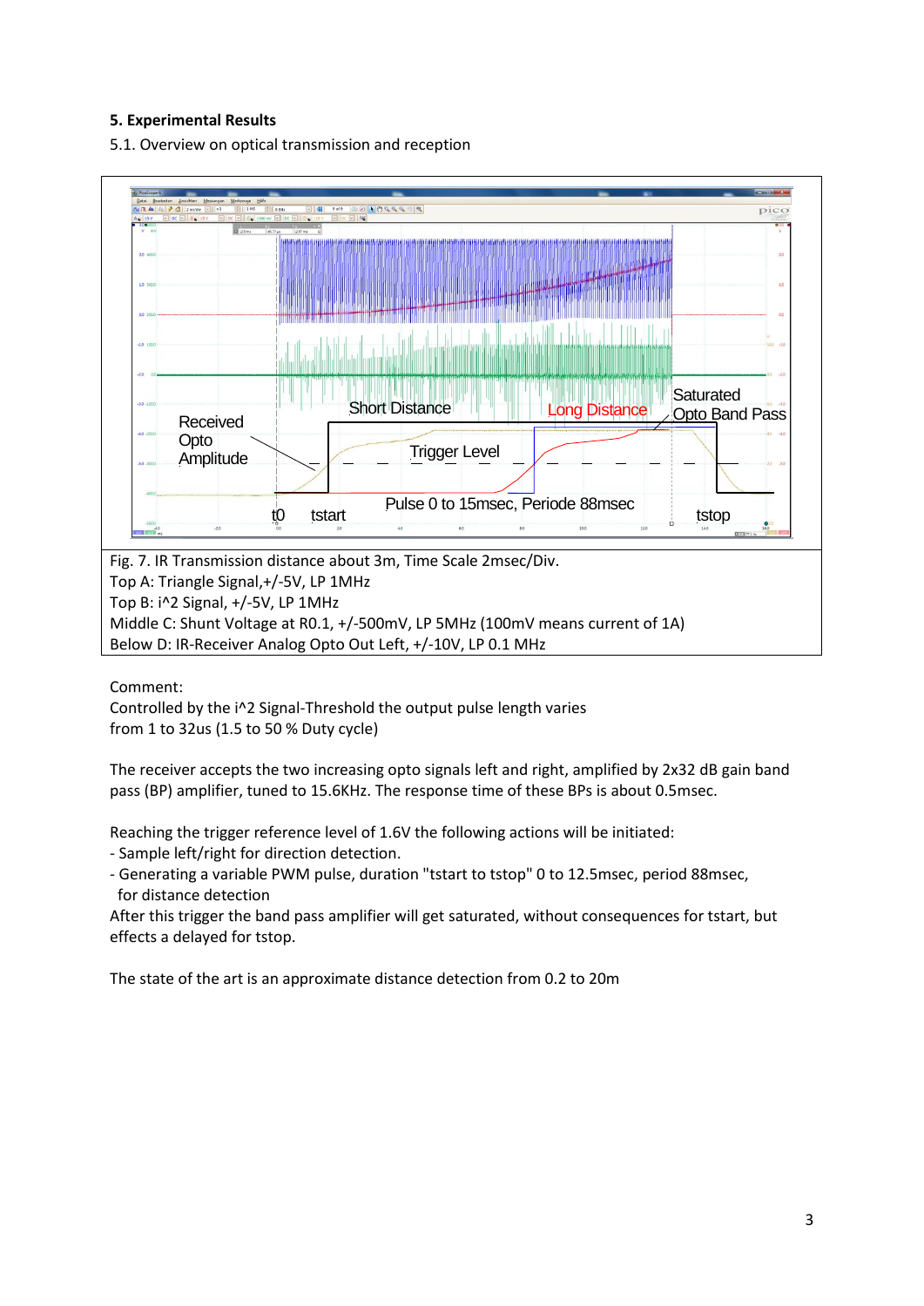**5. Experimental Results**

5.1. Overview on optical transmission and reception

Fig. 7. IR Transmission distance about 3m, Time Scale 2msec/Div.
Top A: Triangle Signal,+/-5V, LP 1MHz
Top B: i^2 Signal, +/-5V, LP 1MHz
Middle C: Shunt Voltage at R0.1, +/-500mV, LP 5MHz (100mV means current of 1A)
Below D: IR-Receiver Analog Opto Out Left, +/-10V, LP 0.1 MHz

Comment:
Controlled by the i^2 Signal-Threshold the output pulse length varies
from 1 to 32us (1.5 to 50 % Duty cycle)

The receiver accepts the two increasing opto signals left and right, amplified by 2x32 dB gain band pass (BP) amplifier, tuned to 15.6KHz. The response time of these BPs is about 0.5msec.

Reaching the trigger reference level of 1.6V the following actions will be initiated:
- Sample left/right for direction detection.
- Generating a variable PWM pulse, duration "tstart to tstop" 0 to 12.5msec, period 88msec, for distance detection

After this trigger the band pass amplifier will get saturated, without consequences for tstart, but effects a delayed for tstop.

The state of the art is an approximate distance detection from 0.2 to 20m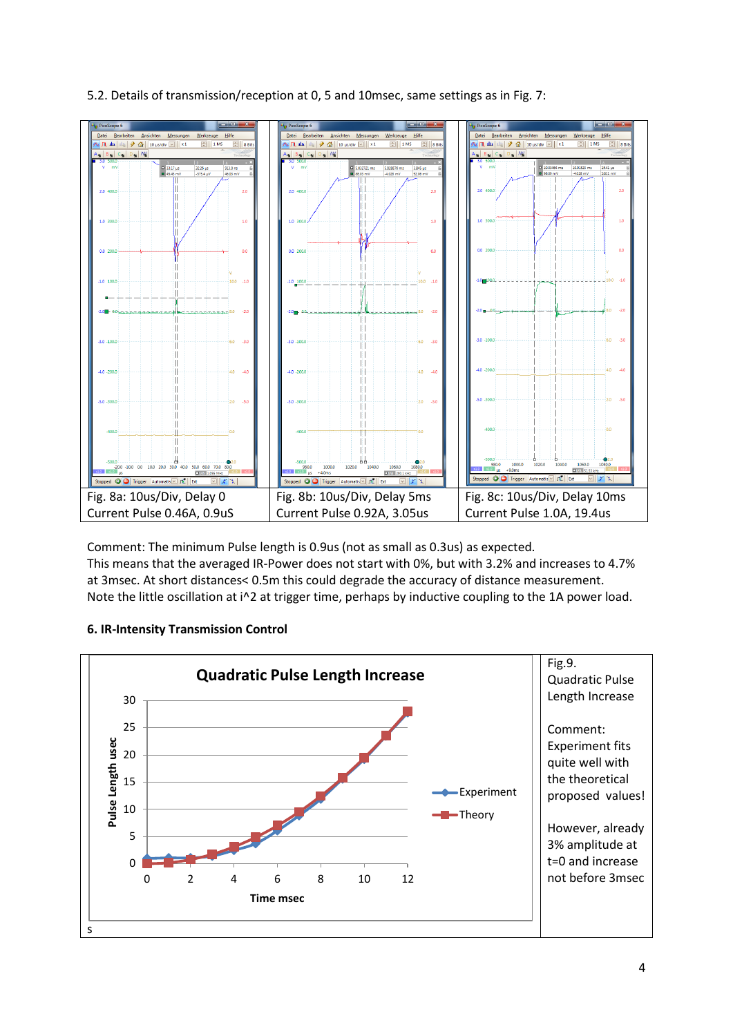5.2. Details of transmission/reception at 0, 5 and 10msec, same settings as in Fig. 7:

| Fig. 8a: 10us/Div, Delay 0 Current Pulse 0.46A, 0.9uS | Fig. 8b: 10us/Div, Delay 5ms Current Pulse 0.92A, 3.05us | Fig. 8c: 10us/Div, Delay 10ms Current Pulse 1.0A, 19.4us |
| --- | --- | --- |

Comment: The minimum Pulse length is 0.9us (not as small as 0.3us) as expected.
This means that the averaged IR-Power does not start with 0%, but with 3.2% and increases to 4.7% at 3msec. At short distances< 0.5m this could degrade the accuracy of distance measurement.
Note the little oscillation at i^2 at trigger time, perhaps by inductive coupling to the 1A power load.

#### 6. IR-Intensity Transmission Control

Fig.9.
Quadratic Pulse Length Increase

Comment:
Experiment fits quite well with the theoretical proposed values!

However, already 3% amplitude at t=0 and increase not before 3msec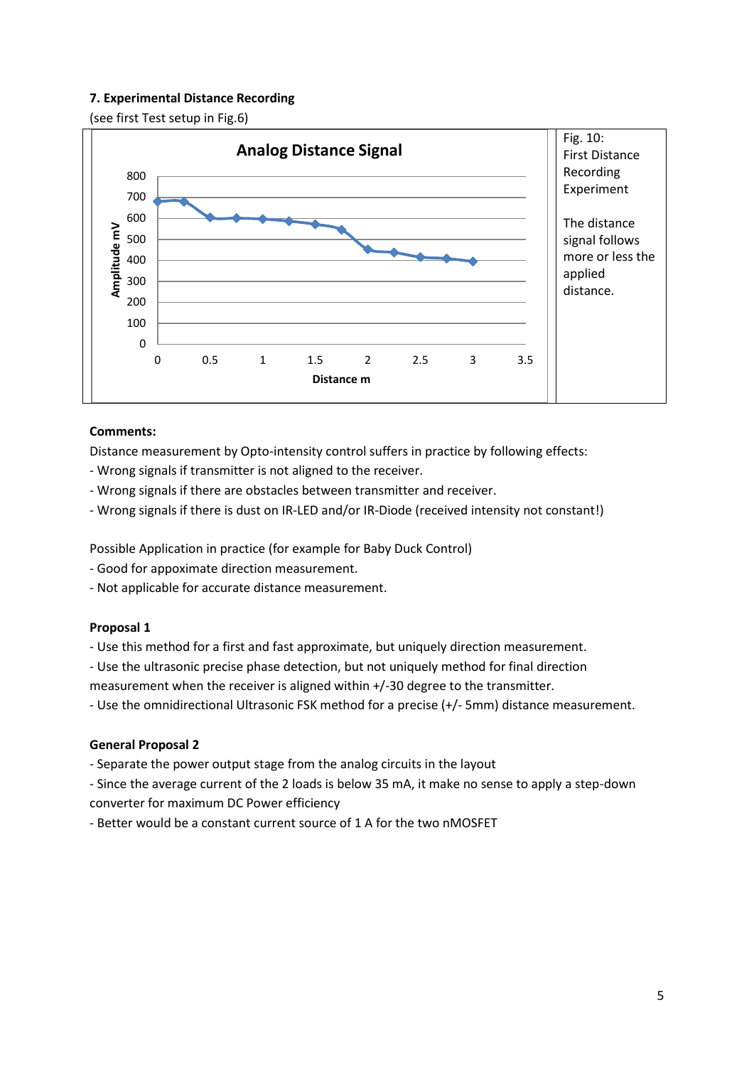**7. Experimental Distance Recording**

(see first Test setup in Fig.6)

| Analog Distance Signal | Fig. 10: First Distance Recording Experiment<br><br>The distance signal follows more or less the applied distance. |
|---|---|

**Comments:**

Distance measurement by Opto-intensity control suffers in practice by following effects:

- Wrong signals if transmitter is not aligned to the receiver.
- Wrong signals if there are obstacles between transmitter and receiver.
- Wrong signals if there is dust on IR-LED and/or IR-Diode (received intensity not constant!)

Possible Application in practice (for example for Baby Duck Control)

- Good for appoximate direction measurement.
- Not applicable for accurate distance measurement.

**Proposal 1**

- Use this method for a first and fast approximate, but uniquely direction measurement.
- Use the ultrasonic precise phase detection, but not uniquely method for final direction measurement when the receiver is aligned within +/-30 degree to the transmitter.
- Use the omnidirectional Ultrasonic FSK method for a precise (+/- 5mm) distance measurement.

**General Proposal 2**

- Separate the power output stage from the analog circuits in the layout
- Since the average current of the 2 loads is below 35 mA, it make no sense to apply a step-down converter for maximum DC Power efficiency
- Better would be a constant current source of 1 A for the two nMOSFET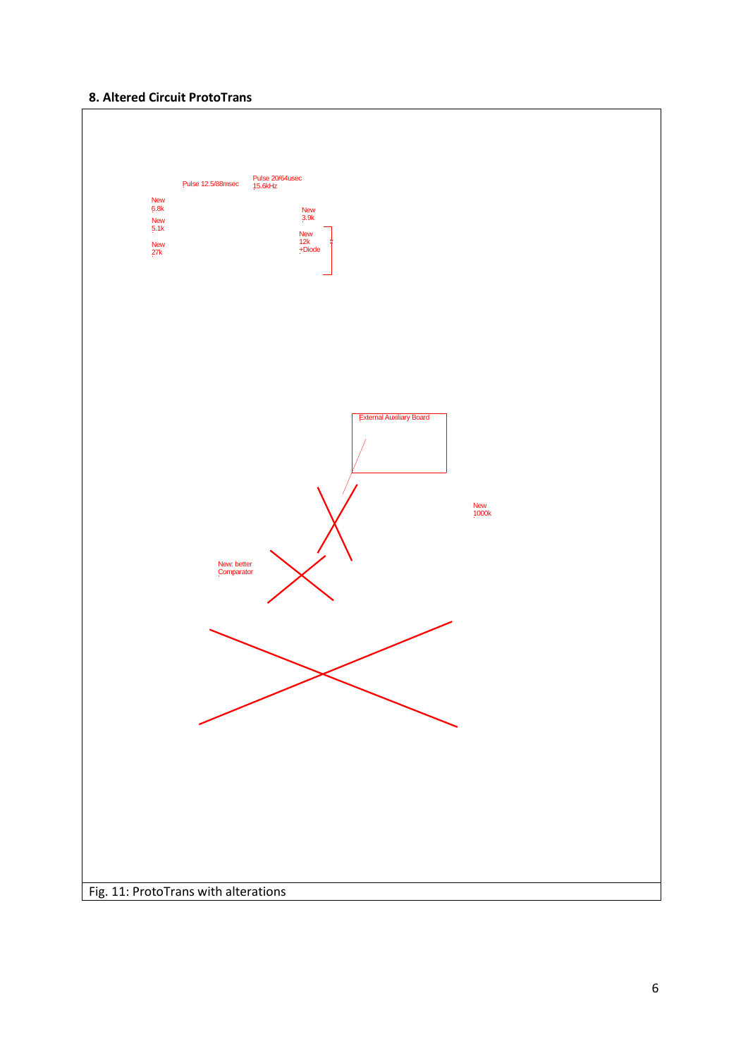## 8. Altered Circuit ProtoTrans

Pulse 12.5/88msec

Pulse 20/64usec
15.6kHz

New
6.8k

New
5.1k

New
27k

New
3.9k

New
12k
+Diode

External Auxiliary Board

New
1000k

New: better
Comparator

Fig. 11: ProtoTrans with alterations